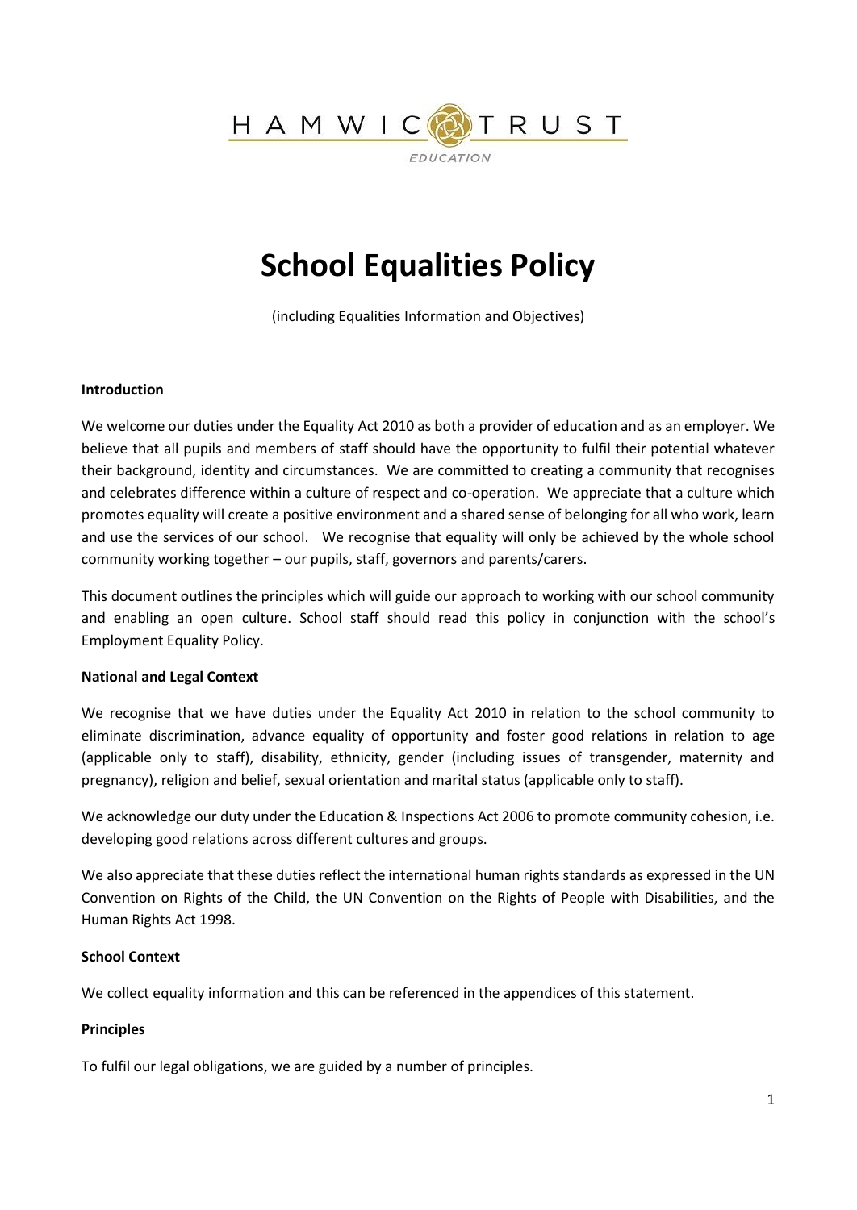HAMWIC TRUST

EDUCATION

# School Equalities Policy

(including Equalities Information and Objectives)

**Introduction**

We welcome our duties under the Equality Act 2010 as both a provider of education and as an employer. We believe that all pupils and members of staff should have the opportunity to fulfil their potential whatever their background, identity and circumstances. We are committed to creating a community that recognises and celebrates difference within a culture of respect and co-operation. We appreciate that a culture which promotes equality will create a positive environment and a shared sense of belonging for all who work, learn and use the services of our school. We recognise that equality will only be achieved by the whole school community working together – our pupils, staff, governors and parents/carers.

This document outlines the principles which will guide our approach to working with our school community and enabling an open culture. School staff should read this policy in conjunction with the school's Employment Equality Policy.

**National and Legal Context**

We recognise that we have duties under the Equality Act 2010 in relation to the school community to eliminate discrimination, advance equality of opportunity and foster good relations in relation to age (applicable only to staff), disability, ethnicity, gender (including issues of transgender, maternity and pregnancy), religion and belief, sexual orientation and marital status (applicable only to staff).

We acknowledge our duty under the Education & Inspections Act 2006 to promote community cohesion, i.e. developing good relations across different cultures and groups.

We also appreciate that these duties reflect the international human rights standards as expressed in the UN Convention on Rights of the Child, the UN Convention on the Rights of People with Disabilities, and the Human Rights Act 1998.

**School Context**

We collect equality information and this can be referenced in the appendices of this statement.

**Principles**

To fulfil our legal obligations, we are guided by a number of principles.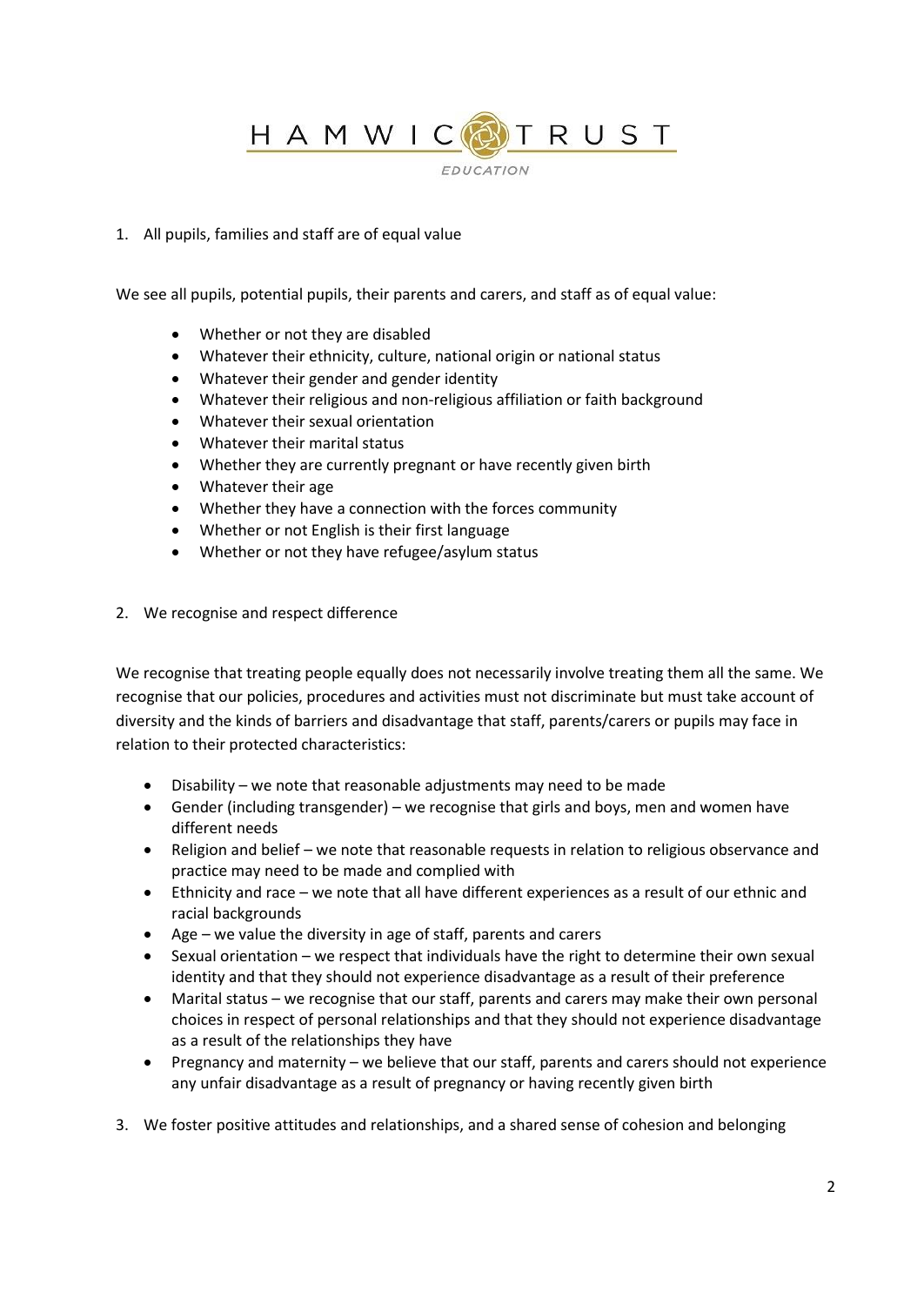1. All pupils, families and staff are of equal value

We see all pupils, potential pupils, their parents and carers, and staff as of equal value:

- Whether or not they are disabled
- Whatever their ethnicity, culture, national origin or national status
- Whatever their gender and gender identity
- Whatever their religious and non-religious affiliation or faith background
- Whatever their sexual orientation
- Whatever their marital status
- Whether they are currently pregnant or have recently given birth
- Whatever their age
- Whether they have a connection with the forces community
- Whether or not English is their first language
- Whether or not they have refugee/asylum status

2. We recognise and respect difference

We recognise that treating people equally does not necessarily involve treating them all the same. We recognise that our policies, procedures and activities must not discriminate but must take account of diversity and the kinds of barriers and disadvantage that staff, parents/carers or pupils may face in relation to their protected characteristics:

- Disability – we note that reasonable adjustments may need to be made
- Gender (including transgender) – we recognise that girls and boys, men and women have different needs
- Religion and belief – we note that reasonable requests in relation to religious observance and practice may need to be made and complied with
- Ethnicity and race – we note that all have different experiences as a result of our ethnic and racial backgrounds
- Age – we value the diversity in age of staff, parents and carers
- Sexual orientation – we respect that individuals have the right to determine their own sexual identity and that they should not experience disadvantage as a result of their preference
- Marital status – we recognise that our staff, parents and carers may make their own personal choices in respect of personal relationships and that they should not experience disadvantage as a result of the relationships they have
- Pregnancy and maternity – we believe that our staff, parents and carers should not experience any unfair disadvantage as a result of pregnancy or having recently given birth

3. We foster positive attitudes and relationships, and a shared sense of cohesion and belonging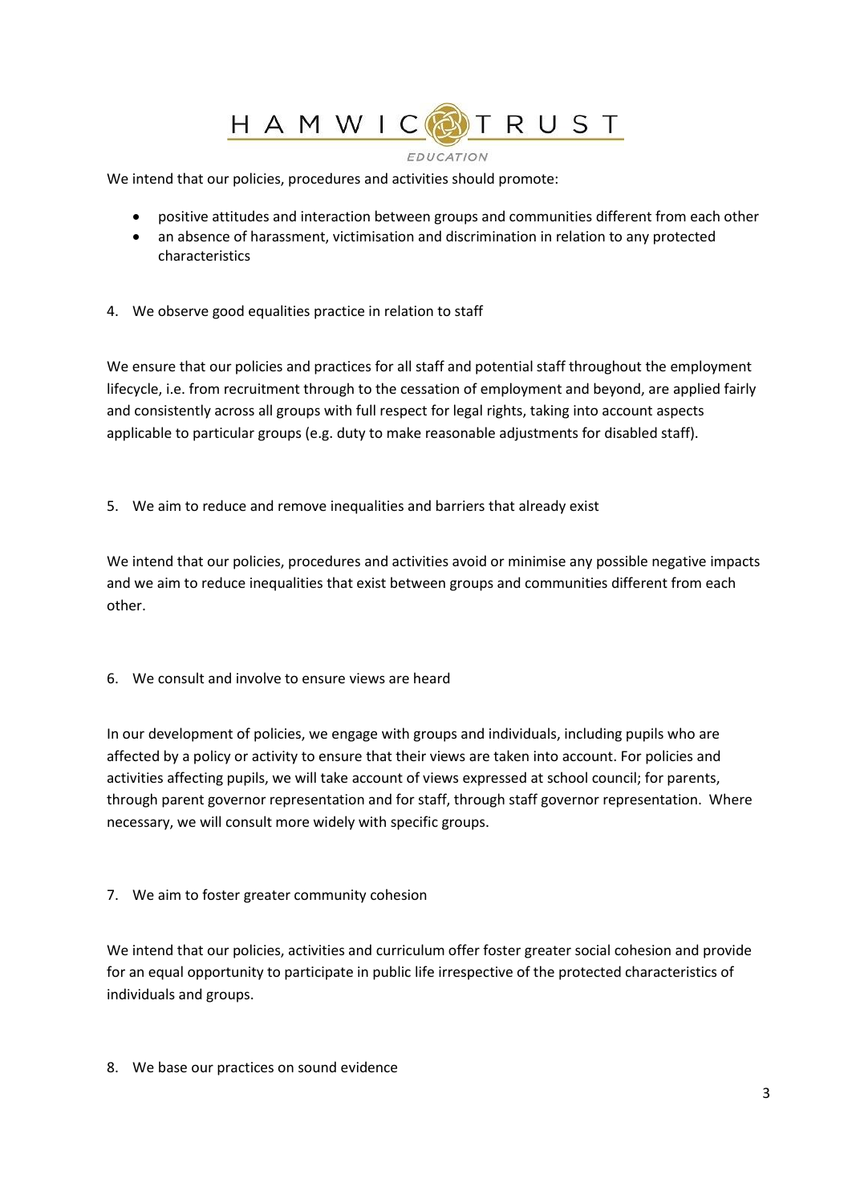We intend that our policies, procedures and activities should promote:

- positive attitudes and interaction between groups and communities different from each other
- an absence of harassment, victimisation and discrimination in relation to any protected characteristics

4. We observe good equalities practice in relation to staff

We ensure that our policies and practices for all staff and potential staff throughout the employment lifecycle, i.e. from recruitment through to the cessation of employment and beyond, are applied fairly and consistently across all groups with full respect for legal rights, taking into account aspects applicable to particular groups (e.g. duty to make reasonable adjustments for disabled staff).

5. We aim to reduce and remove inequalities and barriers that already exist

We intend that our policies, procedures and activities avoid or minimise any possible negative impacts and we aim to reduce inequalities that exist between groups and communities different from each other.

6. We consult and involve to ensure views are heard

In our development of policies, we engage with groups and individuals, including pupils who are affected by a policy or activity to ensure that their views are taken into account. For policies and activities affecting pupils, we will take account of views expressed at school council; for parents, through parent governor representation and for staff, through staff governor representation. Where necessary, we will consult more widely with specific groups.

7. We aim to foster greater community cohesion

We intend that our policies, activities and curriculum offer foster greater social cohesion and provide for an equal opportunity to participate in public life irrespective of the protected characteristics of individuals and groups.

8. We base our practices on sound evidence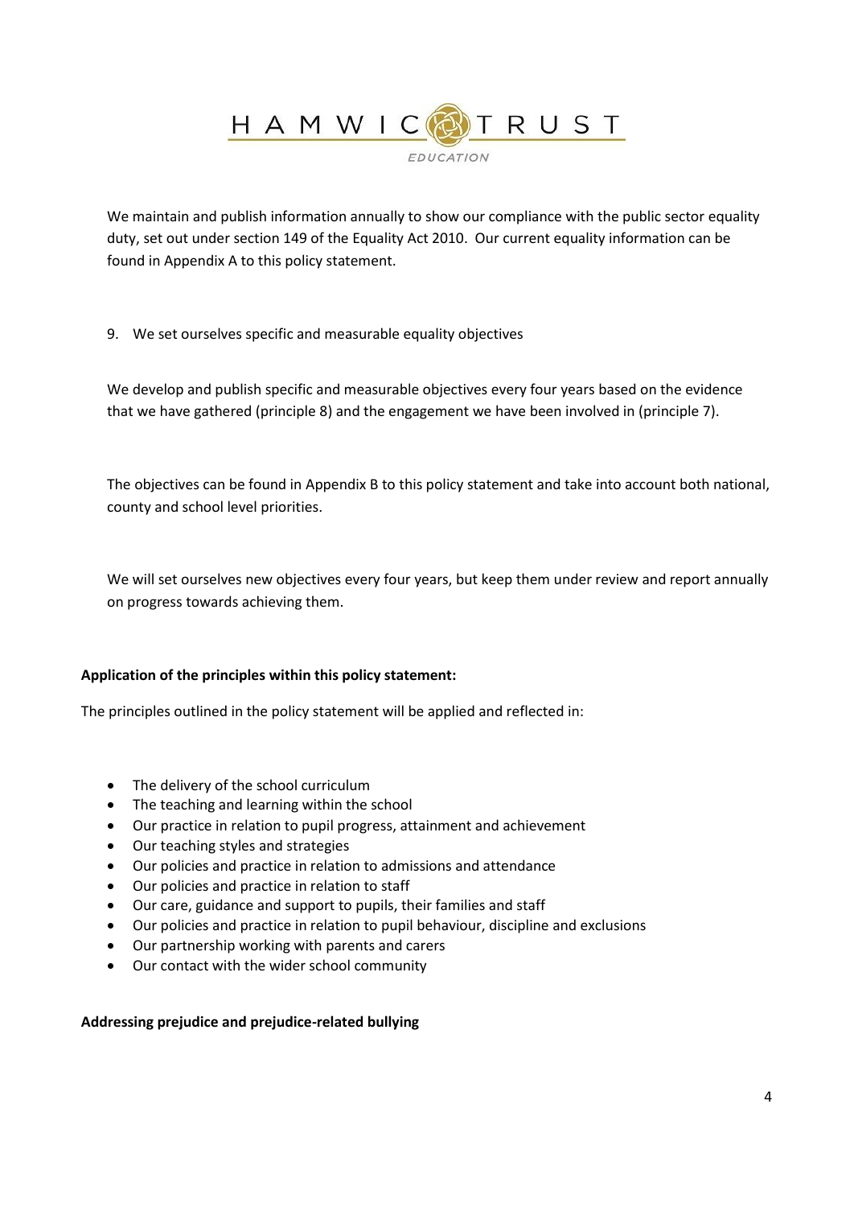We maintain and publish information annually to show our compliance with the public sector equality duty, set out under section 149 of the Equality Act 2010. Our current equality information can be found in Appendix A to this policy statement.

9. We set ourselves specific and measurable equality objectives

We develop and publish specific and measurable objectives every four years based on the evidence that we have gathered (principle 8) and the engagement we have been involved in (principle 7).

The objectives can be found in Appendix B to this policy statement and take into account both national, county and school level priorities.

We will set ourselves new objectives every four years, but keep them under review and report annually on progress towards achieving them.

**Application of the principles within this policy statement:**

The principles outlined in the policy statement will be applied and reflected in:

- The delivery of the school curriculum
- The teaching and learning within the school
- Our practice in relation to pupil progress, attainment and achievement
- Our teaching styles and strategies
- Our policies and practice in relation to admissions and attendance
- Our policies and practice in relation to staff
- Our care, guidance and support to pupils, their families and staff
- Our policies and practice in relation to pupil behaviour, discipline and exclusions
- Our partnership working with parents and carers
- Our contact with the wider school community

**Addressing prejudice and prejudice-related bullying**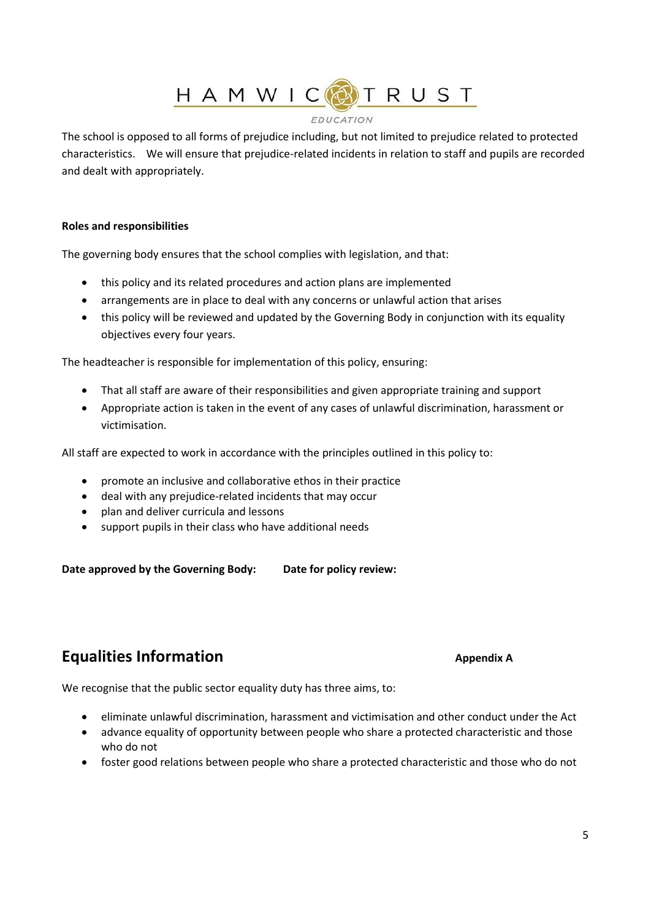The school is opposed to all forms of prejudice including, but not limited to prejudice related to protected characteristics. We will ensure that prejudice-related incidents in relation to staff and pupils are recorded and dealt with appropriately.

**Roles and responsibilities**

The governing body ensures that the school complies with legislation, and that:

- this policy and its related procedures and action plans are implemented
- arrangements are in place to deal with any concerns or unlawful action that arises
- this policy will be reviewed and updated by the Governing Body in conjunction with its equality objectives every four years.

The headteacher is responsible for implementation of this policy, ensuring:

- That all staff are aware of their responsibilities and given appropriate training and support
- Appropriate action is taken in the event of any cases of unlawful discrimination, harassment or victimisation.

All staff are expected to work in accordance with the principles outlined in this policy to:

- promote an inclusive and collaborative ethos in their practice
- deal with any prejudice-related incidents that may occur
- plan and deliver curricula and lessons
- support pupils in their class who have additional needs

**Date approved by the Governing Body:** **Date for policy review:**

## Equalities Information

**Appendix A**

We recognise that the public sector equality duty has three aims, to:

- eliminate unlawful discrimination, harassment and victimisation and other conduct under the Act
- advance equality of opportunity between people who share a protected characteristic and those who do not
- foster good relations between people who share a protected characteristic and those who do not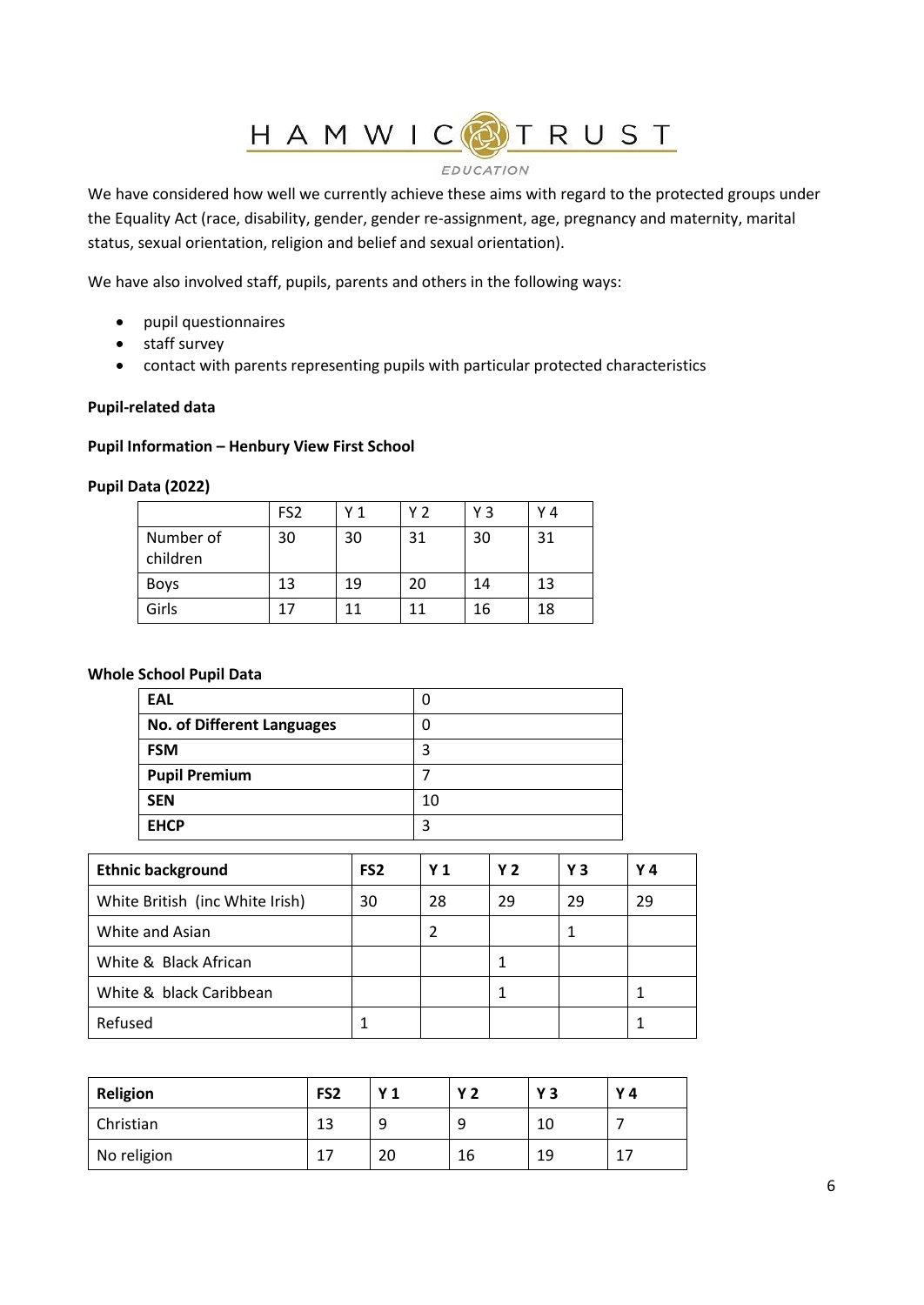We have considered how well we currently achieve these aims with regard to the protected groups under the Equality Act (race, disability, gender, gender re-assignment, age, pregnancy and maternity, marital status, sexual orientation, religion and belief and sexual orientation).

We have also involved staff, pupils, parents and others in the following ways:

- pupil questionnaires
- staff survey
- contact with parents representing pupils with particular protected characteristics

**Pupil-related data**

**Pupil Information – Henbury View First School**

**Pupil Data (2022)**

| | FS2 | Y 1 | Y 2 | Y 3 | Y 4 |
|---|---|---|---|---|---|
| Number of children | 30 | 30 | 31 | 30 | 31 |
| Boys | 13 | 19 | 20 | 14 | 13 |
| Girls | 17 | 11 | 11 | 16 | 18 |

**Whole School Pupil Data**

| | |
|---|---|
| **EAL** | 0 |
| **No. of Different Languages** | 0 |
| **FSM** | 3 |
| **Pupil Premium** | 7 |
| **SEN** | 10 |
| **EHCP** | 3 |

| **Ethnic background** | **FS2** | **Y 1** | **Y 2** | **Y 3** | **Y 4** |
|---|---|---|---|---|---|
| White British (inc White Irish) | 30 | 28 | 29 | 29 | 29 |
| White and Asian | | 2 | | 1 | |
| White & Black African | | | 1 | | |
| White & black Caribbean | | | 1 | | 1 |
| Refused | 1 | | | | 1 |

| **Religion** | **FS2** | **Y 1** | **Y 2** | **Y 3** | **Y 4** |
|---|---|---|---|---|---|
| Christian | 13 | 9 | 9 | 10 | 7 |
| No religion | 17 | 20 | 16 | 19 | 17 |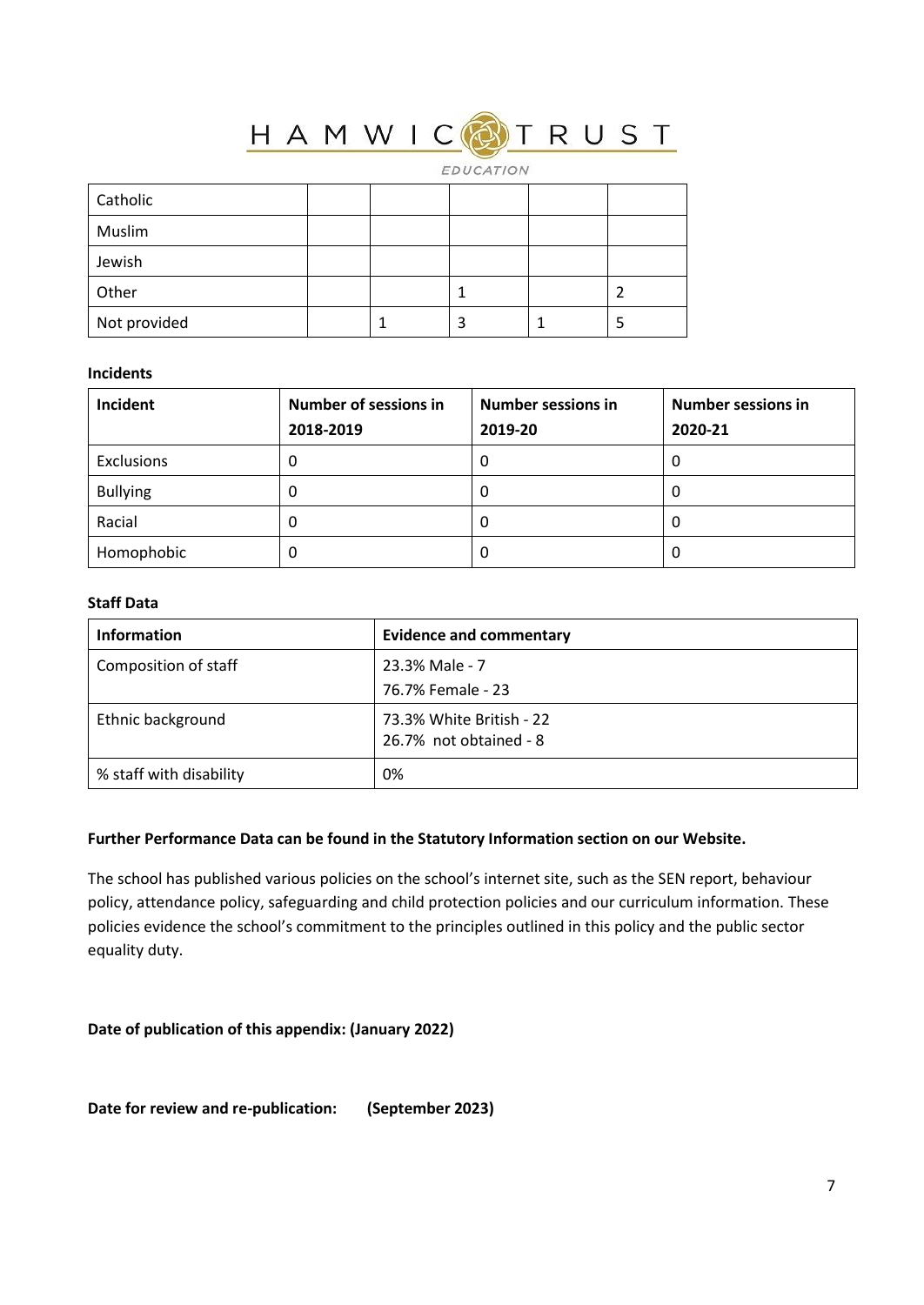| Catholic | | | | | |
|---|---|---|---|---|---|
| Muslim | | | | | |
| Jewish | | | | | |
| Other | | | 1 | | 2 |
| Not provided | | 1 | 3 | 1 | 5 |

**Incidents**

| Incident | Number of sessions in 2018-2019 | Number sessions in 2019-20 | Number sessions in 2020-21 |
|---|---|---|---|
| Exclusions | 0 | 0 | 0 |
| Bullying | 0 | 0 | 0 |
| Racial | 0 | 0 | 0 |
| Homophobic | 0 | 0 | 0 |

**Staff Data**

| Information | Evidence and commentary |
|---|---|
| Composition of staff | 23.3% Male - 7<br>76.7% Female - 23 |
| Ethnic background | 73.3% White British - 22<br>26.7% not obtained - 8 |
| % staff with disability | 0% |

**Further Performance Data can be found in the Statutory Information section on our Website.**

The school has published various policies on the school's internet site, such as the SEN report, behaviour policy, attendance policy, safeguarding and child protection policies and our curriculum information. These policies evidence the school's commitment to the principles outlined in this policy and the public sector equality duty.

**Date of publication of this appendix: (January 2022)**

**Date for review and re-publication: (September 2023)**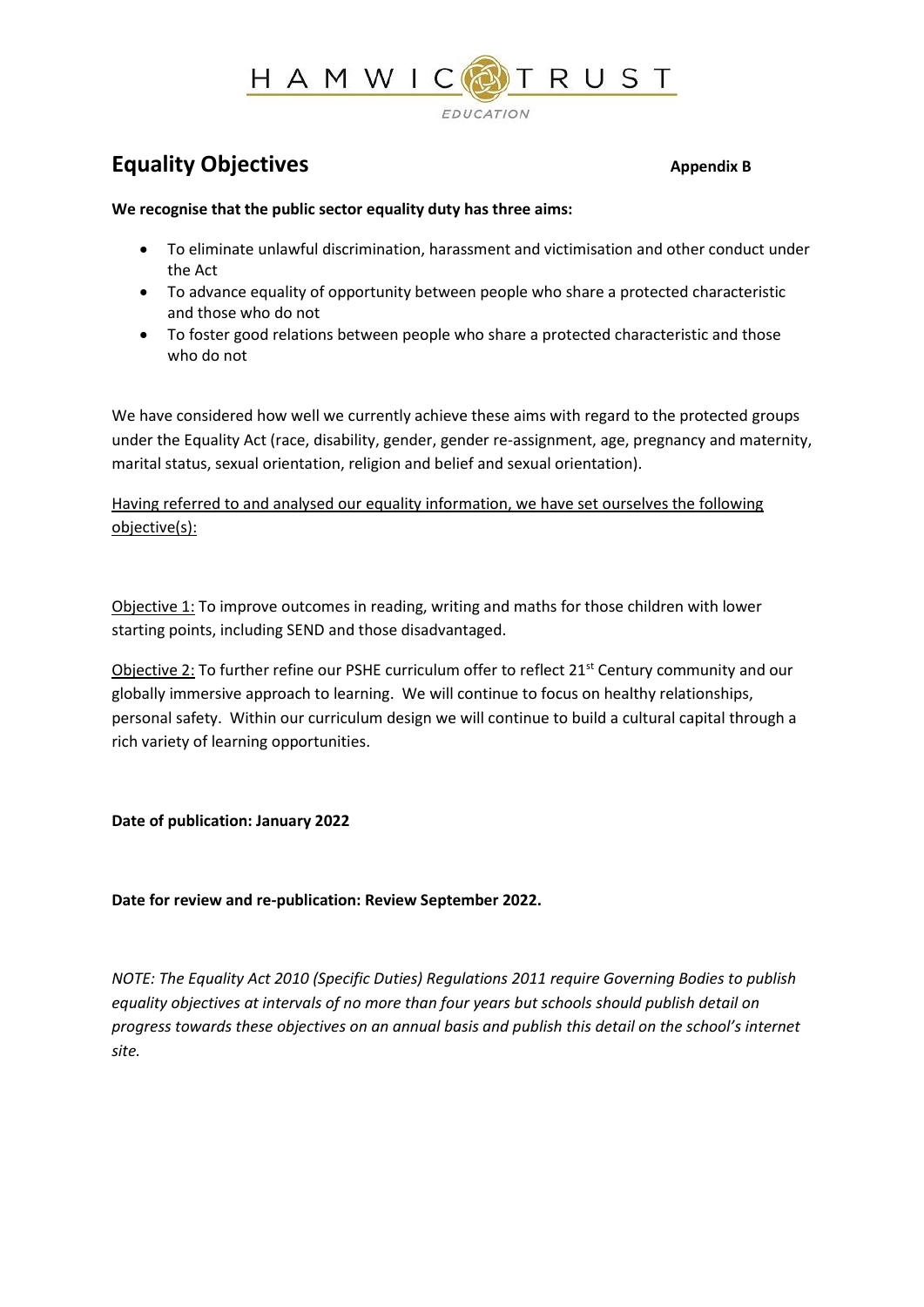# Equality Objectives

**Appendix B**

**We recognise that the public sector equality duty has three aims:**

- To eliminate unlawful discrimination, harassment and victimisation and other conduct under the Act
- To advance equality of opportunity between people who share a protected characteristic and those who do not
- To foster good relations between people who share a protected characteristic and those who do not

We have considered how well we currently achieve these aims with regard to the protected groups under the Equality Act (race, disability, gender, gender re-assignment, age, pregnancy and maternity, marital status, sexual orientation, religion and belief and sexual orientation).

<u>Having referred to and analysed our equality information, we have set ourselves the following objective(s):</u>

<u>Objective 1:</u> To improve outcomes in reading, writing and maths for those children with lower starting points, including SEND and those disadvantaged.

<u>Objective 2:</u> To further refine our PSHE curriculum offer to reflect 21st Century community and our globally immersive approach to learning. We will continue to focus on healthy relationships, personal safety. Within our curriculum design we will continue to build a cultural capital through a rich variety of learning opportunities.

**Date of publication: January 2022**

**Date for review and re-publication: Review September 2022.**

*NOTE: The Equality Act 2010 (Specific Duties) Regulations 2011 require Governing Bodies to publish equality objectives at intervals of no more than four years but schools should publish detail on progress towards these objectives on an annual basis and publish this detail on the school's internet site.*